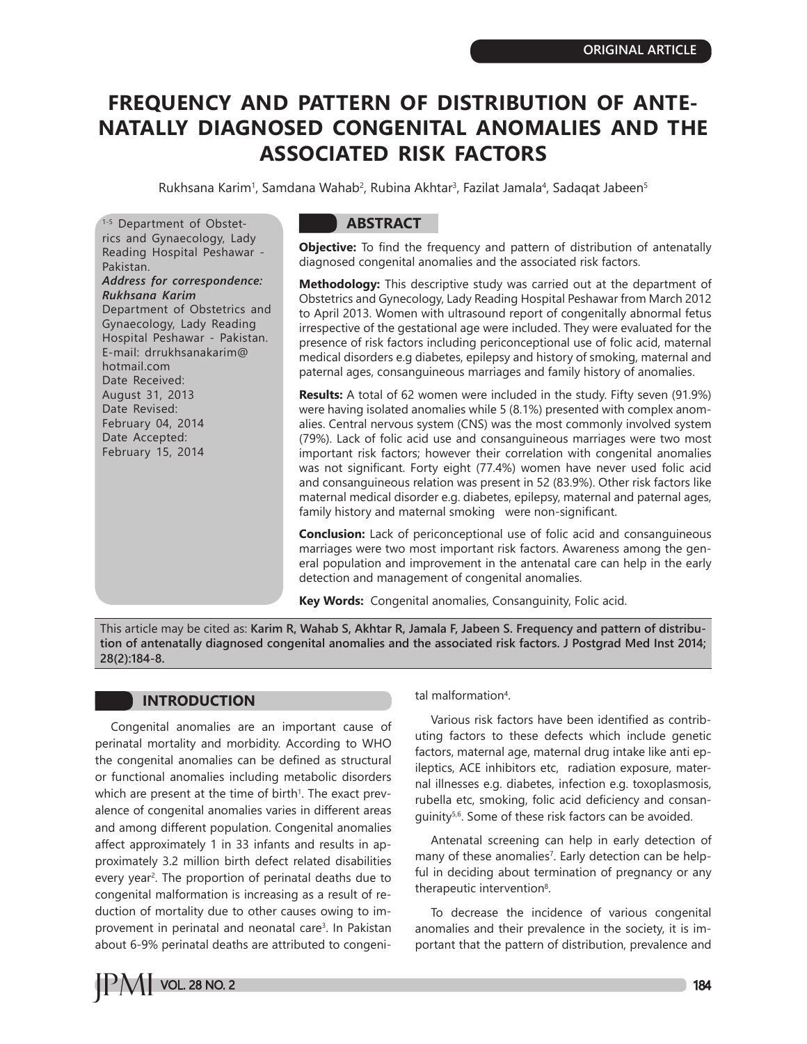ORIGINAL ARTICLE

# FREQUENCY AND PATTERN OF DISTRIBUTION OF ANTENATALLY DIAGNOSED CONGENITAL ANOMALIES AND THE ASSOCIATED RISK FACTORS

Rukhsana Karim[1], Samdana Wahab[2], Rubina Akhtar[3], Fazilat Jamala[4], Sadaqat Jabeen[5]

[1-5] Department of Obstetrics and Gynaecology, Lady Reading Hospital Peshawar - Pakistan.

***Address for correspondence:***
***Rukhsana Karim***
Department of Obstetrics and Gynaecology, Lady Reading Hospital Peshawar - Pakistan.
E-mail: drrukhsanakarim@hotmail.com
Date Received: August 31, 2013
Date Revised: February 04, 2014
Date Accepted: February 15, 2014

## ABSTRACT

**Objective:** To find the frequency and pattern of distribution of antenatally diagnosed congenital anomalies and the associated risk factors.

**Methodology:** This descriptive study was carried out at the department of Obstetrics and Gynecology, Lady Reading Hospital Peshawar from March 2012 to April 2013. Women with ultrasound report of congenitally abnormal fetus irrespective of the gestational age were included. They were evaluated for the presence of risk factors including periconceptional use of folic acid, maternal medical disorders e.g diabetes, epilepsy and history of smoking, maternal and paternal ages, consanguineous marriages and family history of anomalies.

**Results:** A total of 62 women were included in the study. Fifty seven (91.9%) were having isolated anomalies while 5 (8.1%) presented with complex anomalies. Central nervous system (CNS) was the most commonly involved system (79%). Lack of folic acid use and consanguineous marriages were two most important risk factors; however their correlation with congenital anomalies was not significant. Forty eight (77.4%) women have never used folic acid and consanguineous relation was present in 52 (83.9%). Other risk factors like maternal medical disorder e.g. diabetes, epilepsy, maternal and paternal ages, family history and maternal smoking were non-significant.

**Conclusion:** Lack of periconceptional use of folic acid and consanguineous marriages were two most important risk factors. Awareness among the general population and improvement in the antenatal care can help in the early detection and management of congenital anomalies.

**Key Words:** Congenital anomalies, Consanguinity, Folic acid.

This article may be cited as: **Karim R, Wahab S, Akhtar R, Jamala F, Jabeen S. Frequency and pattern of distribution of antenatally diagnosed congenital anomalies and the associated risk factors. J Postgrad Med Inst 2014; 28(2):184-8.**

## INTRODUCTION

Congenital anomalies are an important cause of perinatal mortality and morbidity. According to WHO the congenital anomalies can be defined as structural or functional anomalies including metabolic disorders which are present at the time of birth[1]. The exact prevalence of congenital anomalies varies in different areas and among different population. Congenital anomalies affect approximately 1 in 33 infants and results in approximately 3.2 million birth defect related disabilities every year[2]. The proportion of perinatal deaths due to congenital malformation is increasing as a result of reduction of mortality due to other causes owing to improvement in perinatal and neonatal care[3]. In Pakistan about 6-9% perinatal deaths are attributed to congenital malformation[4].

Various risk factors have been identified as contributing factors to these defects which include genetic factors, maternal age, maternal drug intake like anti epileptics, ACE inhibitors etc, radiation exposure, maternal illnesses e.g. diabetes, infection e.g. toxoplasmosis, rubella etc, smoking, folic acid deficiency and consanguinity[5,6]. Some of these risk factors can be avoided.

Antenatal screening can help in early detection of many of these anomalies[7]. Early detection can be helpful in deciding about termination of pregnancy or any therapeutic intervention[8].

To decrease the incidence of various congenital anomalies and their prevalence in the society, it is important that the pattern of distribution, prevalence and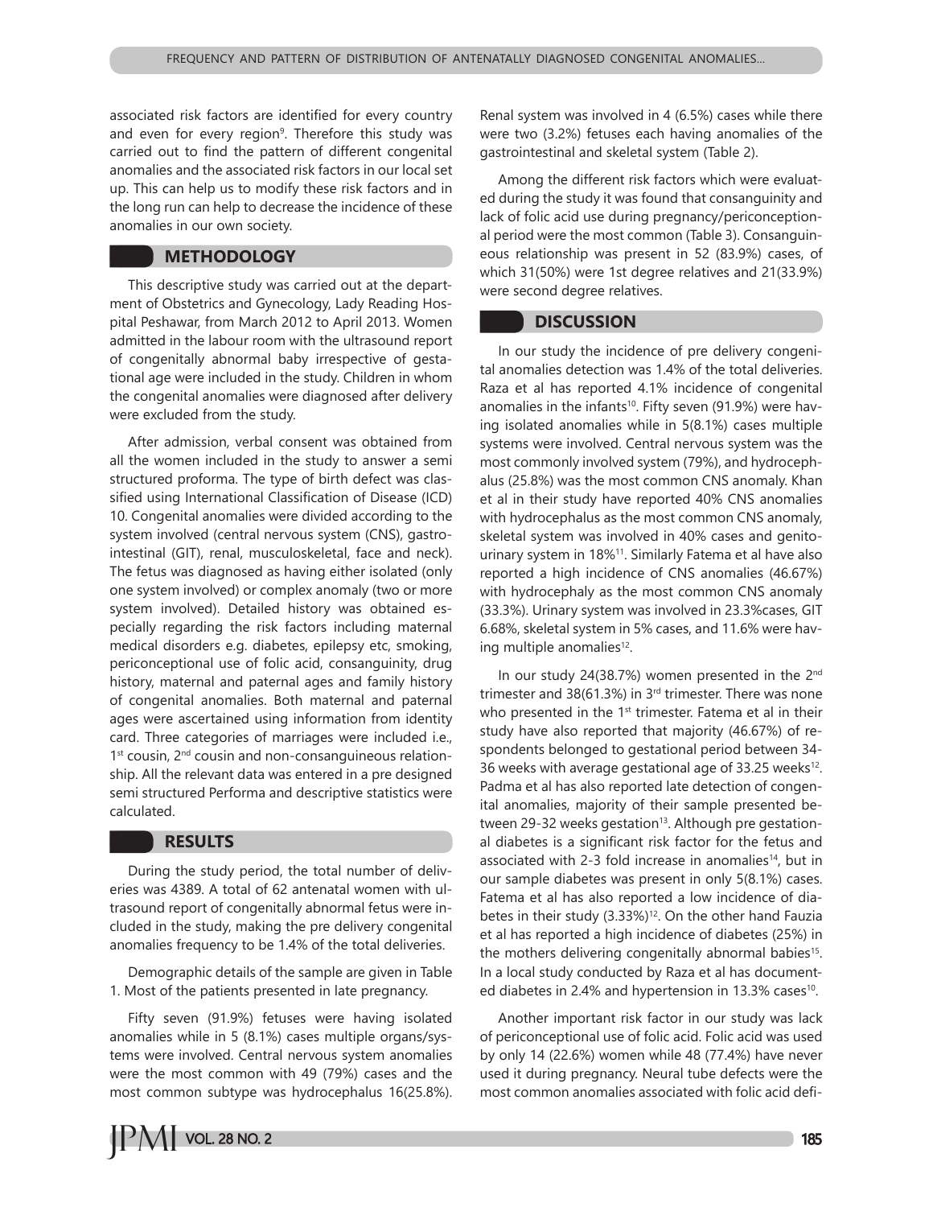associated risk factors are identified for every country and even for every region[9]. Therefore this study was carried out to find the pattern of different congenital anomalies and the associated risk factors in our local set up. This can help us to modify these risk factors and in the long run can help to decrease the incidence of these anomalies in our own society.

## METHODOLOGY

This descriptive study was carried out at the department of Obstetrics and Gynecology, Lady Reading Hospital Peshawar, from March 2012 to April 2013. Women admitted in the labour room with the ultrasound report of congenitally abnormal baby irrespective of gestational age were included in the study. Children in whom the congenital anomalies were diagnosed after delivery were excluded from the study.

After admission, verbal consent was obtained from all the women included in the study to answer a semi structured proforma. The type of birth defect was classified using International Classification of Disease (ICD) 10. Congenital anomalies were divided according to the system involved (central nervous system (CNS), gastrointestinal (GIT), renal, musculoskeletal, face and neck). The fetus was diagnosed as having either isolated (only one system involved) or complex anomaly (two or more system involved). Detailed history was obtained especially regarding the risk factors including maternal medical disorders e.g. diabetes, epilepsy etc, smoking, periconceptional use of folic acid, consanguinity, drug history, maternal and paternal ages and family history of congenital anomalies. Both maternal and paternal ages were ascertained using information from identity card. Three categories of marriages were included i.e., 1st cousin, 2nd cousin and non-consanguineous relationship. All the relevant data was entered in a pre designed semi structured Performa and descriptive statistics were calculated.

## RESULTS

During the study period, the total number of deliveries was 4389. A total of 62 antenatal women with ultrasound report of congenitally abnormal fetus were included in the study, making the pre delivery congenital anomalies frequency to be 1.4% of the total deliveries.

Demographic details of the sample are given in Table 1. Most of the patients presented in late pregnancy.

Fifty seven (91.9%) fetuses were having isolated anomalies while in 5 (8.1%) cases multiple organs/systems were involved. Central nervous system anomalies were the most common with 49 (79%) cases and the most common subtype was hydrocephalus 16(25.8%). Renal system was involved in 4 (6.5%) cases while there were two (3.2%) fetuses each having anomalies of the gastrointestinal and skeletal system (Table 2).

Among the different risk factors which were evaluated during the study it was found that consanguinity and lack of folic acid use during pregnancy/periconceptional period were the most common (Table 3). Consanguineous relationship was present in 52 (83.9%) cases, of which 31(50%) were 1st degree relatives and 21(33.9%) were second degree relatives.

## DISCUSSION

In our study the incidence of pre delivery congenital anomalies detection was 1.4% of the total deliveries. Raza et al has reported 4.1% incidence of congenital anomalies in the infants[10]. Fifty seven (91.9%) were having isolated anomalies while in 5(8.1%) cases multiple systems were involved. Central nervous system was the most commonly involved system (79%), and hydrocephalus (25.8%) was the most common CNS anomaly. Khan et al in their study have reported 40% CNS anomalies with hydrocephalus as the most common CNS anomaly, skeletal system was involved in 40% cases and genitourinary system in 18%[11]. Similarly Fatema et al have also reported a high incidence of CNS anomalies (46.67%) with hydrocephaly as the most common CNS anomaly (33.3%). Urinary system was involved in 23.3%cases, GIT 6.68%, skeletal system in 5% cases, and 11.6% were having multiple anomalies[12].

In our study 24(38.7%) women presented in the 2nd trimester and 38(61.3%) in 3rd trimester. There was none who presented in the 1st trimester. Fatema et al in their study have also reported that majority (46.67%) of respondents belonged to gestational period between 34-36 weeks with average gestational age of 33.25 weeks[12]. Padma et al has also reported late detection of congenital anomalies, majority of their sample presented between 29-32 weeks gestation[13]. Although pre gestational diabetes is a significant risk factor for the fetus and associated with 2-3 fold increase in anomalies[14], but in our sample diabetes was present in only 5(8.1%) cases. Fatema et al has also reported a low incidence of diabetes in their study (3.33%)[12]. On the other hand Fauzia et al has reported a high incidence of diabetes (25%) in the mothers delivering congenitally abnormal babies[15]. In a local study conducted by Raza et al has documented diabetes in 2.4% and hypertension in 13.3% cases[10].

Another important risk factor in our study was lack of periconceptional use of folic acid. Folic acid was used by only 14 (22.6%) women while 48 (77.4%) have never used it during pregnancy. Neural tube defects were the most common anomalies associated with folic acid defi-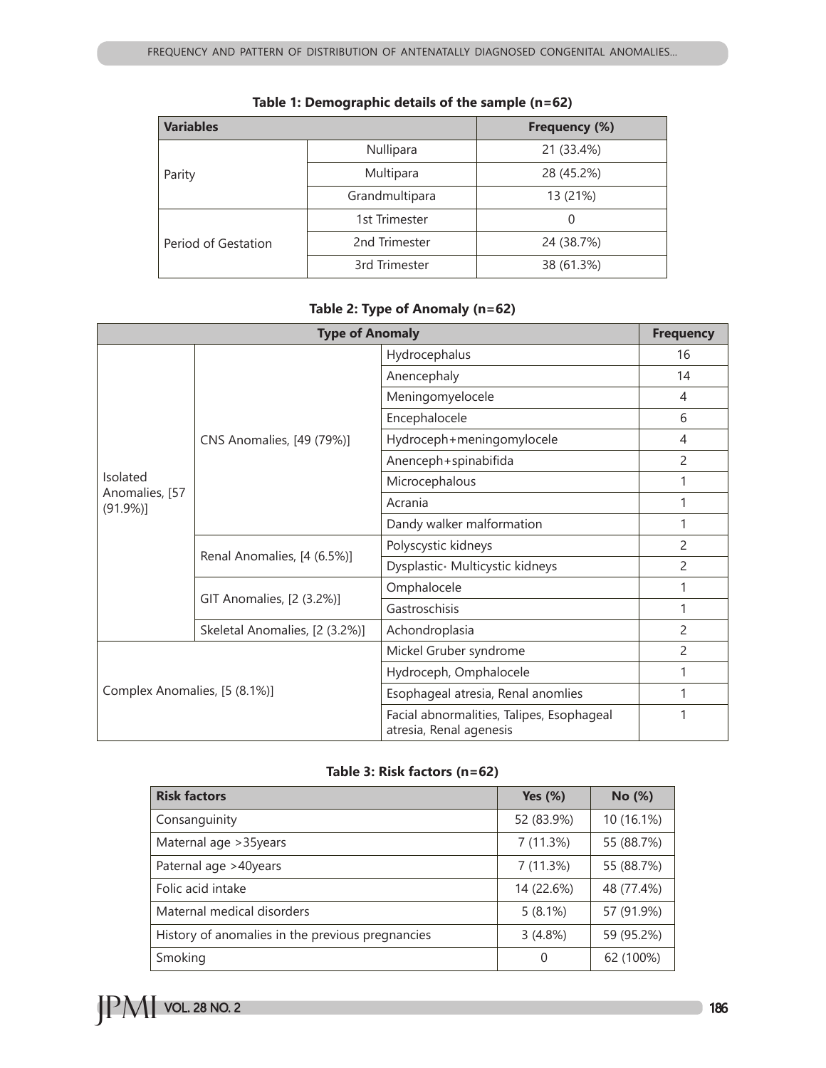**Table 1: Demographic details of the sample (n=62)**

| Variables | | Frequency (%) |
|---|---|---|
| Parity | Nullipara | 21 (33.4%) |
| | Multipara | 28 (45.2%) |
| | Grandmultipara | 13 (21%) |
| Period of Gestation | 1st Trimester | 0 |
| | 2nd Trimester | 24 (38.7%) |
| | 3rd Trimester | 38 (61.3%) |

**Table 2: Type of Anomaly (n=62)**

| Type of Anomaly | | | Frequency |
|---|---|---|---|
| Isolated Anomalies, [57 (91.9%)] | CNS Anomalies, [49 (79%)] | Hydrocephalus | 16 |
| | | Anencephaly | 14 |
| | | Meningomyelocele | 4 |
| | | Encephalocele | 6 |
| | | Hydroceph+meningomylocele | 4 |
| | | Anenceph+spinabifida | 2 |
| | | Microcephalous | 1 |
| | | Acrania | 1 |
| | | Dandy walker malformation | 1 |
| | Renal Anomalies, [4 (6.5%)] | Polyscystic kidneys | 2 |
| | | Dysplastic· Multicystic kidneys | 2 |
| | GIT Anomalies, [2 (3.2%)] | Omphalocele | 1 |
| | | Gastroschisis | 1 |
| | Skeletal Anomalies, [2 (3.2%)] | Achondroplasia | 2 |
| Complex Anomalies, [5 (8.1%)] | | Mickel Gruber syndrome | 2 |
| | | Hydroceph, Omphalocele | 1 |
| | | Esophageal atresia, Renal anomlies | 1 |
| | | Facial abnormalities, Talipes, Esophageal atresia, Renal agenesis | 1 |

**Table 3: Risk factors (n=62)**

| Risk factors | Yes (%) | No (%) |
|---|---|---|
| Consanguinity | 52 (83.9%) | 10 (16.1%) |
| Maternal age >35years | 7 (11.3%) | 55 (88.7%) |
| Paternal age >40years | 7 (11.3%) | 55 (88.7%) |
| Folic acid intake | 14 (22.6%) | 48 (77.4%) |
| Maternal medical disorders | 5 (8.1%) | 57 (91.9%) |
| History of anomalies in the previous pregnancies | 3 (4.8%) | 59 (95.2%) |
| Smoking | 0 | 62 (100%) |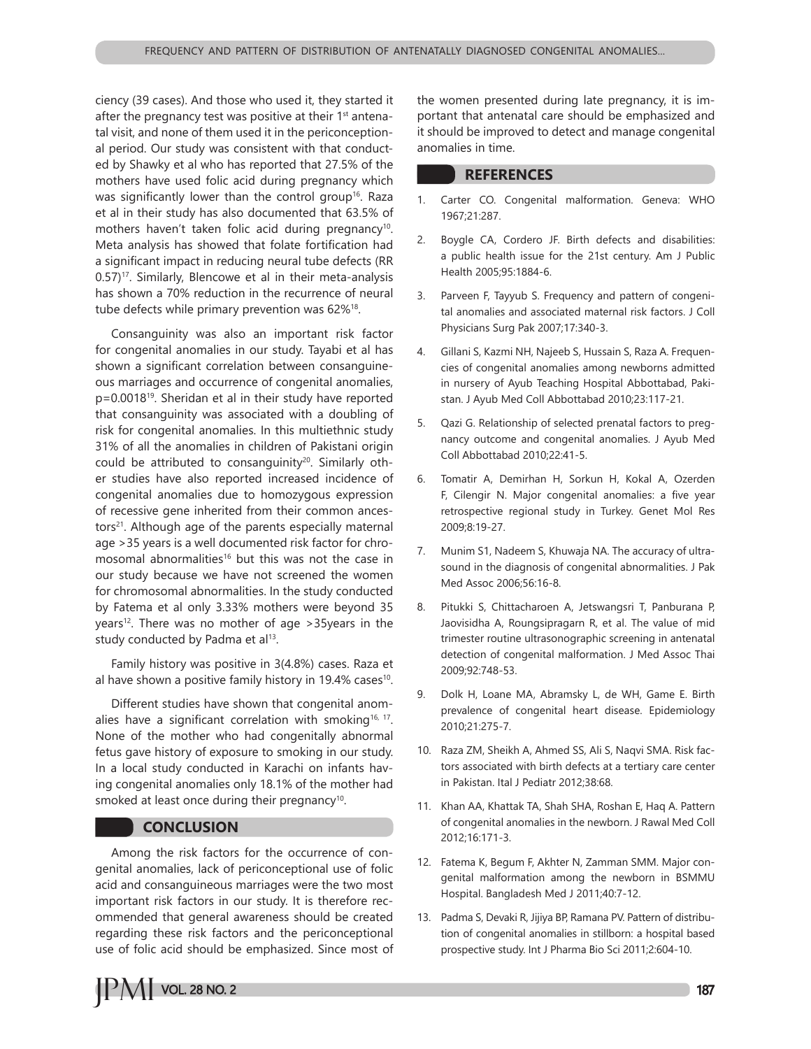ciency (39 cases). And those who used it, they started it after the pregnancy test was positive at their 1st antenatal visit, and none of them used it in the periconceptional period. Our study was consistent with that conducted by Shawky et al who has reported that 27.5% of the mothers have used folic acid during pregnancy which was significantly lower than the control group[16]. Raza et al in their study has also documented that 63.5% of mothers haven't taken folic acid during pregnancy[10]. Meta analysis has showed that folate fortification had a significant impact in reducing neural tube defects (RR 0.57)[17]. Similarly, Blencowe et al in their meta-analysis has shown a 70% reduction in the recurrence of neural tube defects while primary prevention was 62%[18].

Consanguinity was also an important risk factor for congenital anomalies in our study. Tayabi et al has shown a significant correlation between consanguineous marriages and occurrence of congenital anomalies, p=0.0018[19]. Sheridan et al in their study have reported that consanguinity was associated with a doubling of risk for congenital anomalies. In this multiethnic study 31% of all the anomalies in children of Pakistani origin could be attributed to consanguinity[20]. Similarly other studies have also reported increased incidence of congenital anomalies due to homozygous expression of recessive gene inherited from their common ancestors[21]. Although age of the parents especially maternal age >35 years is a well documented risk factor for chromosomal abnormalities[16] but this was not the case in our study because we have not screened the women for chromosomal abnormalities. In the study conducted by Fatema et al only 3.33% mothers were beyond 35 years[12]. There was no mother of age >35years in the study conducted by Padma et al[13].

Family history was positive in 3(4.8%) cases. Raza et al have shown a positive family history in 19.4% cases[10].

Different studies have shown that congenital anomalies have a significant correlation with smoking[16, 17]. None of the mother who had congenitally abnormal fetus gave history of exposure to smoking in our study. In a local study conducted in Karachi on infants having congenital anomalies only 18.1% of the mother had smoked at least once during their pregnancy[10].

## CONCLUSION

Among the risk factors for the occurrence of congenital anomalies, lack of periconceptional use of folic acid and consanguineous marriages were the two most important risk factors in our study. It is therefore recommended that general awareness should be created regarding these risk factors and the periconceptional use of folic acid should be emphasized. Since most of the women presented during late pregnancy, it is important that antenatal care should be emphasized and it should be improved to detect and manage congenital anomalies in time.

## REFERENCES

1. Carter CO. Congenital malformation. Geneva: WHO 1967;21:287.
2. Boygle CA, Cordero JF. Birth defects and disabilities: a public health issue for the 21st century. Am J Public Health 2005;95:1884-6.
3. Parveen F, Tayyub S. Frequency and pattern of congenital anomalies and associated maternal risk factors. J Coll Physicians Surg Pak 2007;17:340-3.
4. Gillani S, Kazmi NH, Najeeb S, Hussain S, Raza A. Frequencies of congenital anomalies among newborns admitted in nursery of Ayub Teaching Hospital Abbottabad, Pakistan. J Ayub Med Coll Abbottabad 2010;23:117-21.
5. Qazi G. Relationship of selected prenatal factors to pregnancy outcome and congenital anomalies. J Ayub Med Coll Abbottabad 2010;22:41-5.
6. Tomatir A, Demirhan H, Sorkun H, Kokal A, Ozerden F, Cilengir N. Major congenital anomalies: a five year retrospective regional study in Turkey. Genet Mol Res 2009;8:19-27.
7. Munim S1, Nadeem S, Khuwaja NA. The accuracy of ultrasound in the diagnosis of congenital abnormalities. J Pak Med Assoc 2006;56:16-8.
8. Pitukki S, Chittacharoen A, Jetswangsri T, Panburana P, Jaovisidha A, Roungsipragarn R, et al. The value of mid trimester routine ultrasonographic screening in antenatal detection of congenital malformation. J Med Assoc Thai 2009;92:748-53.
9. Dolk H, Loane MA, Abramsky L, de WH, Game E. Birth prevalence of congenital heart disease. Epidemiology 2010;21:275-7.
10. Raza ZM, Sheikh A, Ahmed SS, Ali S, Naqvi SMA. Risk factors associated with birth defects at a tertiary care center in Pakistan. Ital J Pediatr 2012;38:68.
11. Khan AA, Khattak TA, Shah SHA, Roshan E, Haq A. Pattern of congenital anomalies in the newborn. J Rawal Med Coll 2012;16:171-3.
12. Fatema K, Begum F, Akhter N, Zamman SMM. Major congenital malformation among the newborn in BSMMU Hospital. Bangladesh Med J 2011;40:7-12.
13. Padma S, Devaki R, Jijiya BP, Ramana PV. Pattern of distribution of congenital anomalies in stillborn: a hospital based prospective study. Int J Pharma Bio Sci 2011;2:604-10.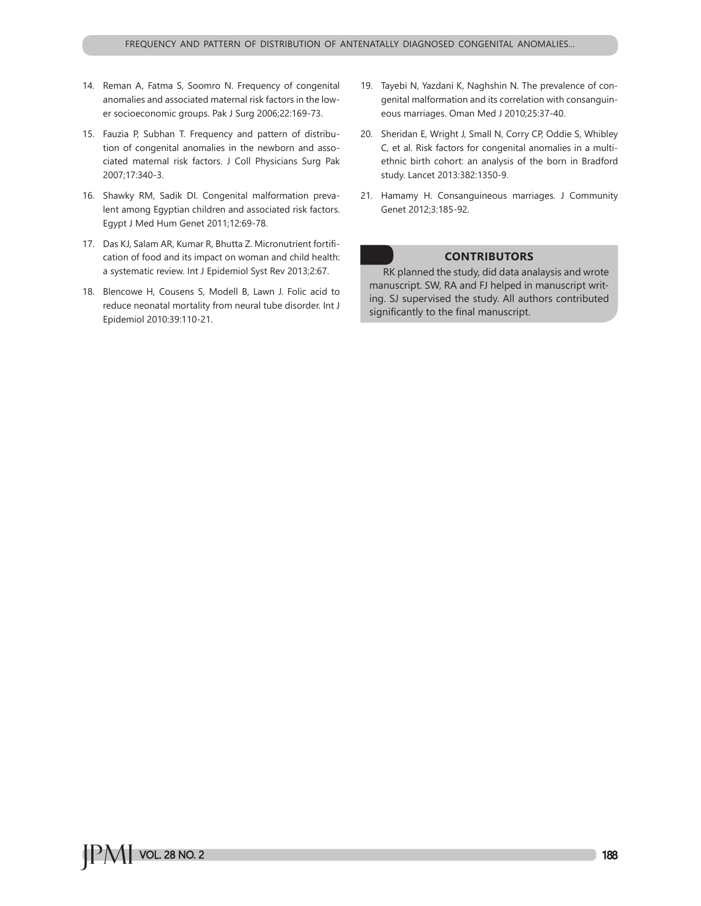14. Reman A, Fatma S, Soomro N. Frequency of congenital anomalies and associated maternal risk factors in the lower socioeconomic groups. Pak J Surg 2006;22:169-73.
15. Fauzia P, Subhan T. Frequency and pattern of distribution of congenital anomalies in the newborn and associated maternal risk factors. J Coll Physicians Surg Pak 2007;17:340-3.
16. Shawky RM, Sadik DI. Congenital malformation prevalent among Egyptian children and associated risk factors. Egypt J Med Hum Genet 2011;12:69-78.
17. Das KJ, Salam AR, Kumar R, Bhutta Z. Micronutrient fortification of food and its impact on woman and child health: a systematic review. Int J Epidemiol Syst Rev 2013;2:67.
18. Blencowe H, Cousens S, Modell B, Lawn J. Folic acid to reduce neonatal mortality from neural tube disorder. Int J Epidemiol 2010:39:110-21.
19. Tayebi N, Yazdani K, Naghshin N. The prevalence of congenital malformation and its correlation with consanguineous marriages. Oman Med J 2010;25:37-40.
20. Sheridan E, Wright J, Small N, Corry CP, Oddie S, Whibley C, et al. Risk factors for congenital anomalies in a multiethnic birth cohort: an analysis of the born in Bradford study. Lancet 2013:382:1350-9.
21. Hamamy H. Consanguineous marriages. J Community Genet 2012;3:185-92.

## CONTRIBUTORS

RK planned the study, did data analaysis and wrote manuscript. SW, RA and FJ helped in manuscript writing. SJ supervised the study. All authors contributed significantly to the final manuscript.